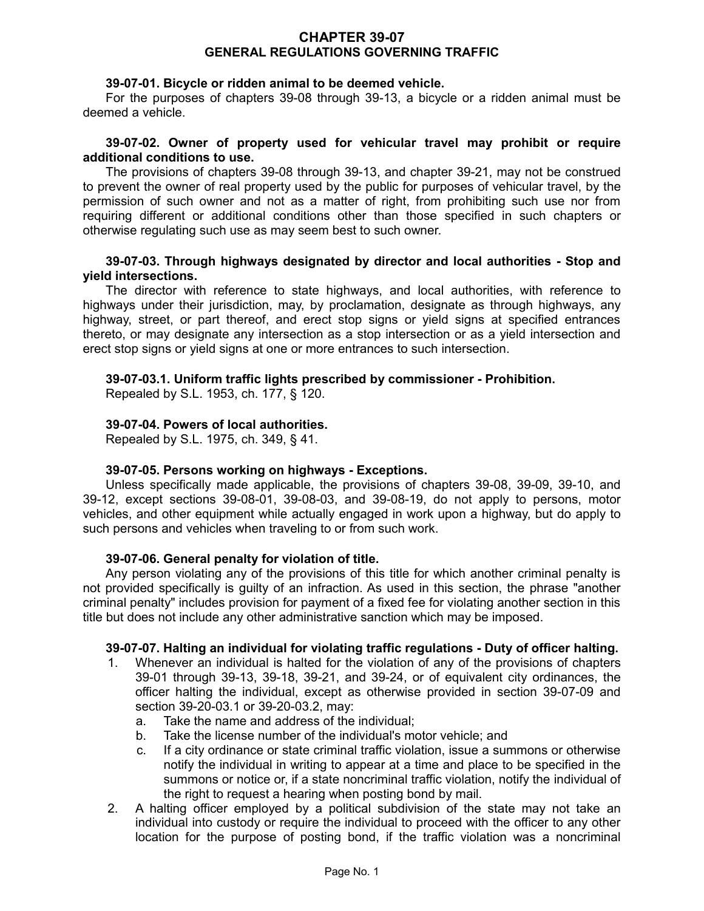# CHAPTER 39-07
## GENERAL REGULATIONS GOVERNING TRAFFIC

**39-07-01. Bicycle or ridden animal to be deemed vehicle.**

For the purposes of chapters 39-08 through 39-13, a bicycle or a ridden animal must be deemed a vehicle.

**39-07-02. Owner of property used for vehicular travel may prohibit or require additional conditions to use.**

The provisions of chapters 39-08 through 39-13, and chapter 39-21, may not be construed to prevent the owner of real property used by the public for purposes of vehicular travel, by the permission of such owner and not as a matter of right, from prohibiting such use nor from requiring different or additional conditions other than those specified in such chapters or otherwise regulating such use as may seem best to such owner.

**39-07-03. Through highways designated by director and local authorities - Stop and yield intersections.**

The director with reference to state highways, and local authorities, with reference to highways under their jurisdiction, may, by proclamation, designate as through highways, any highway, street, or part thereof, and erect stop signs or yield signs at specified entrances thereto, or may designate any intersection as a stop intersection or as a yield intersection and erect stop signs or yield signs at one or more entrances to such intersection.

**39-07-03.1. Uniform traffic lights prescribed by commissioner - Prohibition.**

Repealed by S.L. 1953, ch. 177, § 120.

**39-07-04. Powers of local authorities.**

Repealed by S.L. 1975, ch. 349, § 41.

**39-07-05. Persons working on highways - Exceptions.**

Unless specifically made applicable, the provisions of chapters 39-08, 39-09, 39-10, and 39-12, except sections 39-08-01, 39-08-03, and 39-08-19, do not apply to persons, motor vehicles, and other equipment while actually engaged in work upon a highway, but do apply to such persons and vehicles when traveling to or from such work.

**39-07-06. General penalty for violation of title.**

Any person violating any of the provisions of this title for which another criminal penalty is not provided specifically is guilty of an infraction. As used in this section, the phrase "another criminal penalty" includes provision for payment of a fixed fee for violating another section in this title but does not include any other administrative sanction which may be imposed.

**39-07-07. Halting an individual for violating traffic regulations - Duty of officer halting.**

1. Whenever an individual is halted for the violation of any of the provisions of chapters 39-01 through 39-13, 39-18, 39-21, and 39-24, or of equivalent city ordinances, the officer halting the individual, except as otherwise provided in section 39-07-09 and section 39-20-03.1 or 39-20-03.2, may:
   a. Take the name and address of the individual;
   b. Take the license number of the individual's motor vehicle; and
   c. If a city ordinance or state criminal traffic violation, issue a summons or otherwise notify the individual in writing to appear at a time and place to be specified in the summons or notice or, if a state noncriminal traffic violation, notify the individual of the right to request a hearing when posting bond by mail.
2. A halting officer employed by a political subdivision of the state may not take an individual into custody or require the individual to proceed with the officer to any other location for the purpose of posting bond, if the traffic violation was a noncriminal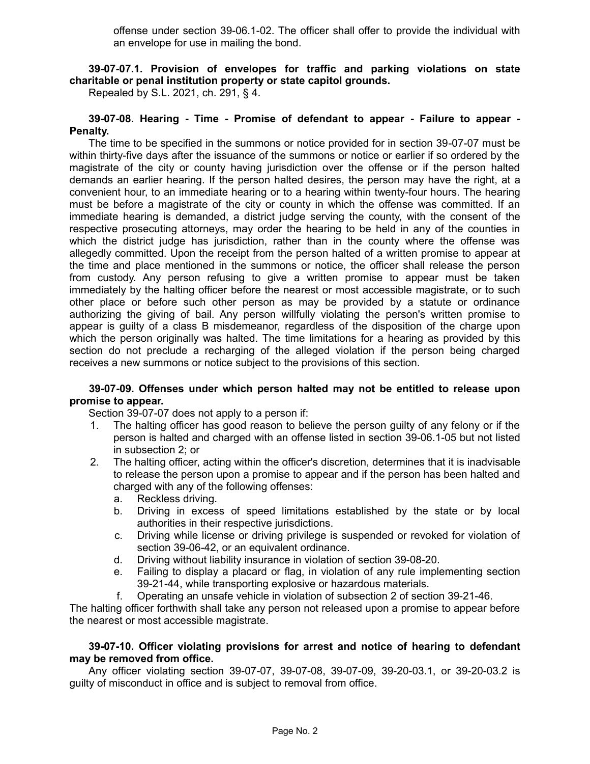offense under section 39-06.1-02. The officer shall offer to provide the individual with an envelope for use in mailing the bond.

**39-07-07.1. Provision of envelopes for traffic and parking violations on state charitable or penal institution property or state capitol grounds.**

Repealed by S.L. 2021, ch. 291, § 4.

**39-07-08. Hearing - Time - Promise of defendant to appear - Failure to appear - Penalty.**

The time to be specified in the summons or notice provided for in section 39-07-07 must be within thirty-five days after the issuance of the summons or notice or earlier if so ordered by the magistrate of the city or county having jurisdiction over the offense or if the person halted demands an earlier hearing. If the person halted desires, the person may have the right, at a convenient hour, to an immediate hearing or to a hearing within twenty-four hours. The hearing must be before a magistrate of the city or county in which the offense was committed. If an immediate hearing is demanded, a district judge serving the county, with the consent of the respective prosecuting attorneys, may order the hearing to be held in any of the counties in which the district judge has jurisdiction, rather than in the county where the offense was allegedly committed. Upon the receipt from the person halted of a written promise to appear at the time and place mentioned in the summons or notice, the officer shall release the person from custody. Any person refusing to give a written promise to appear must be taken immediately by the halting officer before the nearest or most accessible magistrate, or to such other place or before such other person as may be provided by a statute or ordinance authorizing the giving of bail. Any person willfully violating the person's written promise to appear is guilty of a class B misdemeanor, regardless of the disposition of the charge upon which the person originally was halted. The time limitations for a hearing as provided by this section do not preclude a recharging of the alleged violation if the person being charged receives a new summons or notice subject to the provisions of this section.

**39-07-09. Offenses under which person halted may not be entitled to release upon promise to appear.**

Section 39-07-07 does not apply to a person if:

1. The halting officer has good reason to believe the person guilty of any felony or if the person is halted and charged with an offense listed in section 39-06.1-05 but not listed in subsection 2; or
2. The halting officer, acting within the officer's discretion, determines that it is inadvisable to release the person upon a promise to appear and if the person has been halted and charged with any of the following offenses:
   a. Reckless driving.
   b. Driving in excess of speed limitations established by the state or by local authorities in their respective jurisdictions.
   c. Driving while license or driving privilege is suspended or revoked for violation of section 39-06-42, or an equivalent ordinance.
   d. Driving without liability insurance in violation of section 39-08-20.
   e. Failing to display a placard or flag, in violation of any rule implementing section 39-21-44, while transporting explosive or hazardous materials.
   f. Operating an unsafe vehicle in violation of subsection 2 of section 39-21-46.

The halting officer forthwith shall take any person not released upon a promise to appear before the nearest or most accessible magistrate.

**39-07-10. Officer violating provisions for arrest and notice of hearing to defendant may be removed from office.**

Any officer violating section 39-07-07, 39-07-08, 39-07-09, 39-20-03.1, or 39-20-03.2 is guilty of misconduct in office and is subject to removal from office.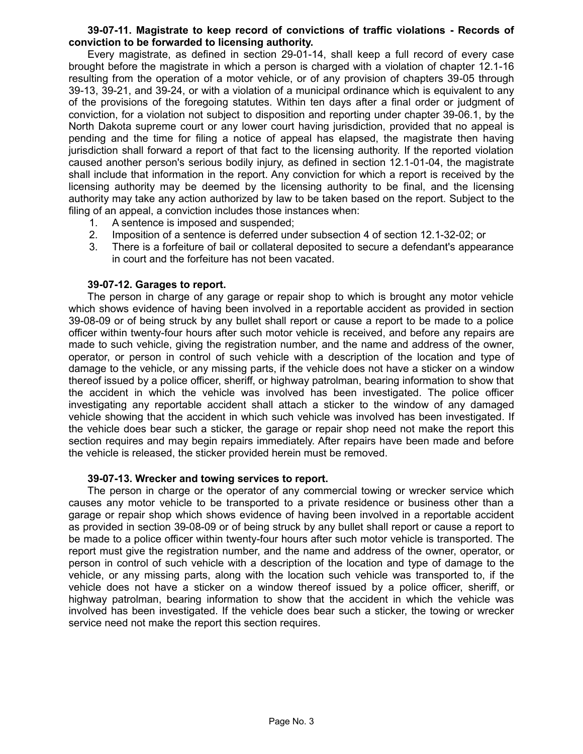**39-07-11. Magistrate to keep record of convictions of traffic violations - Records of conviction to be forwarded to licensing authority.**

Every magistrate, as defined in section 29-01-14, shall keep a full record of every case brought before the magistrate in which a person is charged with a violation of chapter 12.1-16 resulting from the operation of a motor vehicle, or of any provision of chapters 39-05 through 39-13, 39-21, and 39-24, or with a violation of a municipal ordinance which is equivalent to any of the provisions of the foregoing statutes. Within ten days after a final order or judgment of conviction, for a violation not subject to disposition and reporting under chapter 39-06.1, by the North Dakota supreme court or any lower court having jurisdiction, provided that no appeal is pending and the time for filing a notice of appeal has elapsed, the magistrate then having jurisdiction shall forward a report of that fact to the licensing authority. If the reported violation caused another person's serious bodily injury, as defined in section 12.1-01-04, the magistrate shall include that information in the report. Any conviction for which a report is received by the licensing authority may be deemed by the licensing authority to be final, and the licensing authority may take any action authorized by law to be taken based on the report. Subject to the filing of an appeal, a conviction includes those instances when:

1. A sentence is imposed and suspended;
2. Imposition of a sentence is deferred under subsection 4 of section 12.1-32-02; or
3. There is a forfeiture of bail or collateral deposited to secure a defendant's appearance in court and the forfeiture has not been vacated.

**39-07-12. Garages to report.**

The person in charge of any garage or repair shop to which is brought any motor vehicle which shows evidence of having been involved in a reportable accident as provided in section 39-08-09 or of being struck by any bullet shall report or cause a report to be made to a police officer within twenty-four hours after such motor vehicle is received, and before any repairs are made to such vehicle, giving the registration number, and the name and address of the owner, operator, or person in control of such vehicle with a description of the location and type of damage to the vehicle, or any missing parts, if the vehicle does not have a sticker on a window thereof issued by a police officer, sheriff, or highway patrolman, bearing information to show that the accident in which the vehicle was involved has been investigated. The police officer investigating any reportable accident shall attach a sticker to the window of any damaged vehicle showing that the accident in which such vehicle was involved has been investigated. If the vehicle does bear such a sticker, the garage or repair shop need not make the report this section requires and may begin repairs immediately. After repairs have been made and before the vehicle is released, the sticker provided herein must be removed.

**39-07-13. Wrecker and towing services to report.**

The person in charge or the operator of any commercial towing or wrecker service which causes any motor vehicle to be transported to a private residence or business other than a garage or repair shop which shows evidence of having been involved in a reportable accident as provided in section 39-08-09 or of being struck by any bullet shall report or cause a report to be made to a police officer within twenty-four hours after such motor vehicle is transported. The report must give the registration number, and the name and address of the owner, operator, or person in control of such vehicle with a description of the location and type of damage to the vehicle, or any missing parts, along with the location such vehicle was transported to, if the vehicle does not have a sticker on a window thereof issued by a police officer, sheriff, or highway patrolman, bearing information to show that the accident in which the vehicle was involved has been investigated. If the vehicle does bear such a sticker, the towing or wrecker service need not make the report this section requires.